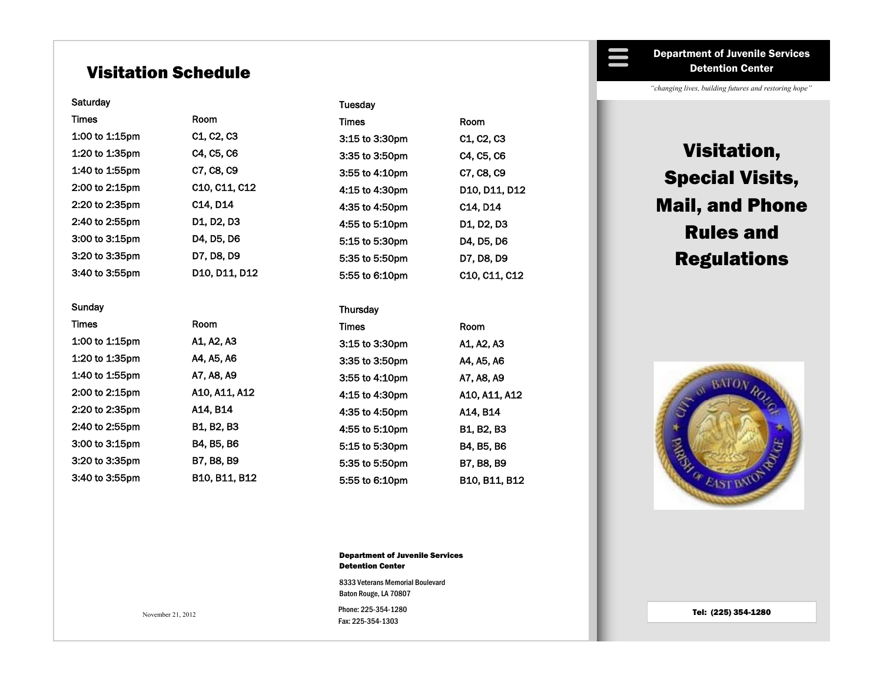# Visitation Schedule

**Saturday**

| Times | Room |
|---|---|
| 1:00 to 1:15pm | C1, C2, C3 |
| 1:20 to 1:35pm | C4, C5, C6 |
| 1:40 to 1:55pm | C7, C8, C9 |
| 2:00 to 2:15pm | C10, C11, C12 |
| 2:20 to 2:35pm | C14, D14 |
| 2:40 to 2:55pm | D1, D2, D3 |
| 3:00 to 3:15pm | D4, D5, D6 |
| 3:20 to 3:35pm | D7, D8, D9 |
| 3:40 to 3:55pm | D10, D11, D12 |

**Sunday**

| Times | Room |
|---|---|
| 1:00 to 1:15pm | A1, A2, A3 |
| 1:20 to 1:35pm | A4, A5, A6 |
| 1:40 to 1:55pm | A7, A8, A9 |
| 2:00 to 2:15pm | A10, A11, A12 |
| 2:20 to 2:35pm | A14, B14 |
| 2:40 to 2:55pm | B1, B2, B3 |
| 3:00 to 3:15pm | B4, B5, B6 |
| 3:20 to 3:35pm | B7, B8, B9 |
| 3:40 to 3:55pm | B10, B11, B12 |

November 21, 2012

**Tuesday**

| Times | Room |
|---|---|
| 3:15 to 3:30pm | C1, C2, C3 |
| 3:35 to 3:50pm | C4, C5, C6 |
| 3:55 to 4:10pm | C7, C8, C9 |
| 4:15 to 4:30pm | D10, D11, D12 |
| 4:35 to 4:50pm | C14, D14 |
| 4:55 to 5:10pm | D1, D2, D3 |
| 5:15 to 5:30pm | D4, D5, D6 |
| 5:35 to 5:50pm | D7, D8, D9 |
| 5:55 to 6:10pm | C10, C11, C12 |

**Thursday**

| Times | Room |
|---|---|
| 3:15 to 3:30pm | A1, A2, A3 |
| 3:35 to 3:50pm | A4, A5, A6 |
| 3:55 to 4:10pm | A7, A8, A9 |
| 4:15 to 4:30pm | A10, A11, A12 |
| 4:35 to 4:50pm | A14, B14 |
| 4:55 to 5:10pm | B1, B2, B3 |
| 5:15 to 5:30pm | B4, B5, B6 |
| 5:35 to 5:50pm | B7, B8, B9 |
| 5:55 to 6:10pm | B10, B11, B12 |

**Department of Juvenile Services**
**Detention Center**

8333 Veterans Memorial Boulevard
Baton Rouge, LA 70807

Phone: 225-354-1280
Fax: 225-354-1303

---

**Department of Juvenile Services**
**Detention Center**

*"changing lives, building futures and restoring hope"*

# Visitation, Special Visits, Mail, and Phone Rules and Regulations

**Tel: (225) 354-1280**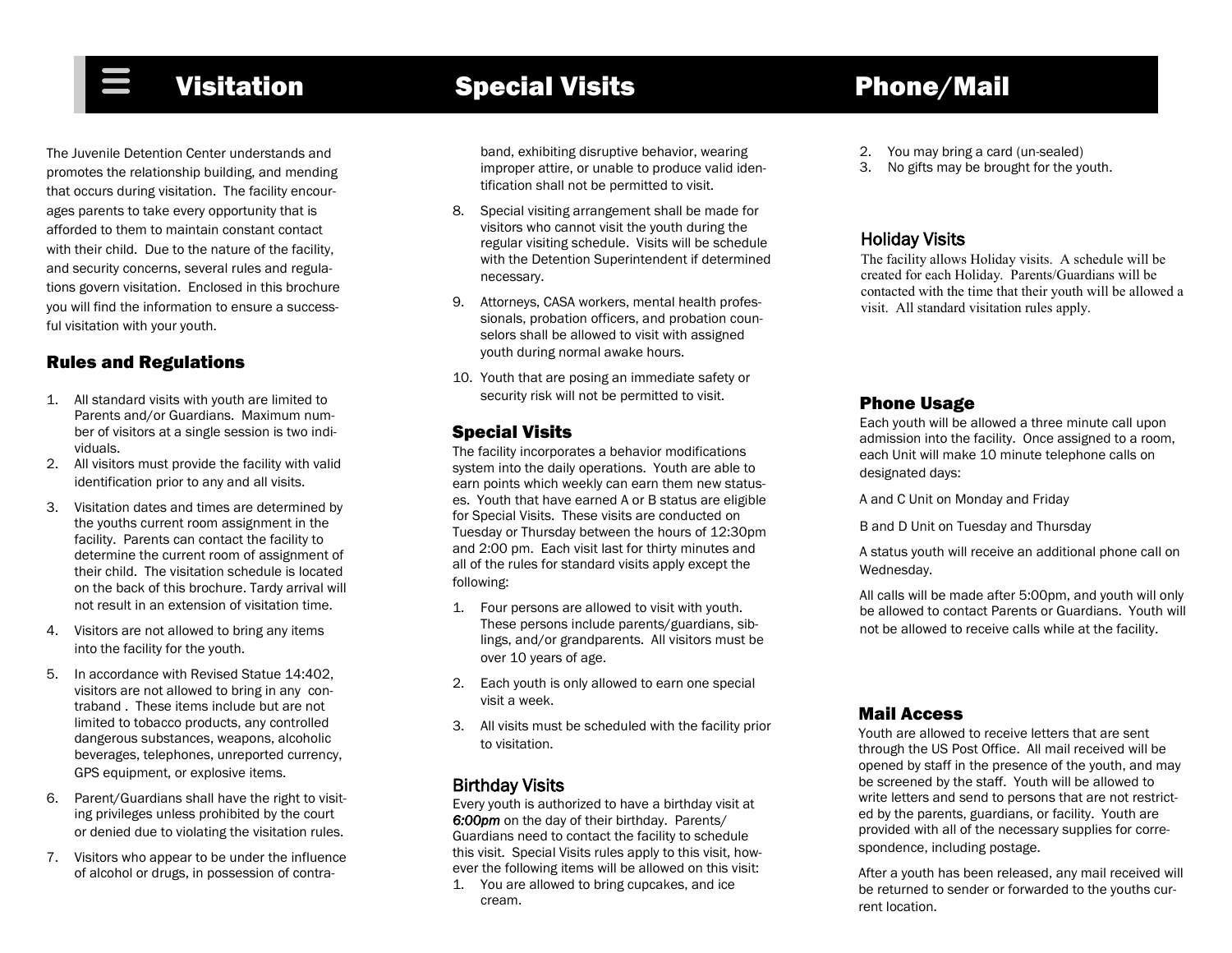# Visitation

The Juvenile Detention Center understands and promotes the relationship building, and mending that occurs during visitation. The facility encourages parents to take every opportunity that is afforded to them to maintain constant contact with their child. Due to the nature of the facility, and security concerns, several rules and regulations govern visitation. Enclosed in this brochure you will find the information to ensure a successful visitation with your youth.

## Rules and Regulations

1. All standard visits with youth are limited to Parents and/or Guardians. Maximum number of visitors at a single session is two individuals.
2. All visitors must provide the facility with valid identification prior to any and all visits.
3. Visitation dates and times are determined by the youths current room assignment in the facility. Parents can contact the facility to determine the current room of assignment of their child. The visitation schedule is located on the back of this brochure. Tardy arrival will not result in an extension of visitation time.
4. Visitors are not allowed to bring any items into the facility for the youth.
5. In accordance with Revised Statue 14:402, visitors are not allowed to bring in any contraband . These items include but are not limited to tobacco products, any controlled dangerous substances, weapons, alcoholic beverages, telephones, unreported currency, GPS equipment, or explosive items.
6. Parent/Guardians shall have the right to visiting privileges unless prohibited by the court or denied due to violating the visitation rules.
7. Visitors who appear to be under the influence of alcohol or drugs, in possession of contraband, exhibiting disruptive behavior, wearing improper attire, or unable to produce valid identification shall not be permitted to visit.
8. Special visiting arrangement shall be made for visitors who cannot visit the youth during the regular visiting schedule. Visits will be schedule with the Detention Superintendent if determined necessary.
9. Attorneys, CASA workers, mental health professionals, probation officers, and probation counselors shall be allowed to visit with assigned youth during normal awake hours.
10. Youth that are posing an immediate safety or security risk will not be permitted to visit.

# Special Visits

## Special Visits

The facility incorporates a behavior modifications system into the daily operations. Youth are able to earn points which weekly can earn them new statuses. Youth that have earned A or B status are eligible for Special Visits. These visits are conducted on Tuesday or Thursday between the hours of 12:30pm and 2:00 pm. Each visit last for thirty minutes and all of the rules for standard visits apply except the following:

1. Four persons are allowed to visit with youth. These persons include parents/guardians, siblings, and/or grandparents. All visitors must be over 10 years of age.
2. Each youth is only allowed to earn one special visit a week.
3. All visits must be scheduled with the facility prior to visitation.

## Birthday Visits

Every youth is authorized to have a birthday visit at ***6:00pm*** on the day of their birthday. Parents/Guardians need to contact the facility to schedule this visit. Special Visits rules apply to this visit, however the following items will be allowed on this visit:

1. You are allowed to bring cupcakes, and ice cream.
2. You may bring a card (un-sealed)
3. No gifts may be brought for the youth.

## Holiday Visits

The facility allows Holiday visits. A schedule will be created for each Holiday. Parents/Guardians will be contacted with the time that their youth will be allowed a visit. All standard visitation rules apply.

# Phone/Mail

## Phone Usage

Each youth will be allowed a three minute call upon admission into the facility. Once assigned to a room, each Unit will make 10 minute telephone calls on designated days:

A and C Unit on Monday and Friday

B and D Unit on Tuesday and Thursday

A status youth will receive an additional phone call on Wednesday.

All calls will be made after 5:00pm, and youth will only be allowed to contact Parents or Guardians. Youth will not be allowed to receive calls while at the facility.

## Mail Access

Youth are allowed to receive letters that are sent through the US Post Office. All mail received will be opened by staff in the presence of the youth, and may be screened by the staff. Youth will be allowed to write letters and send to persons that are not restricted by the parents, guardians, or facility. Youth are provided with all of the necessary supplies for correspondence, including postage.

After a youth has been released, any mail received will be returned to sender or forwarded to the youths current location.